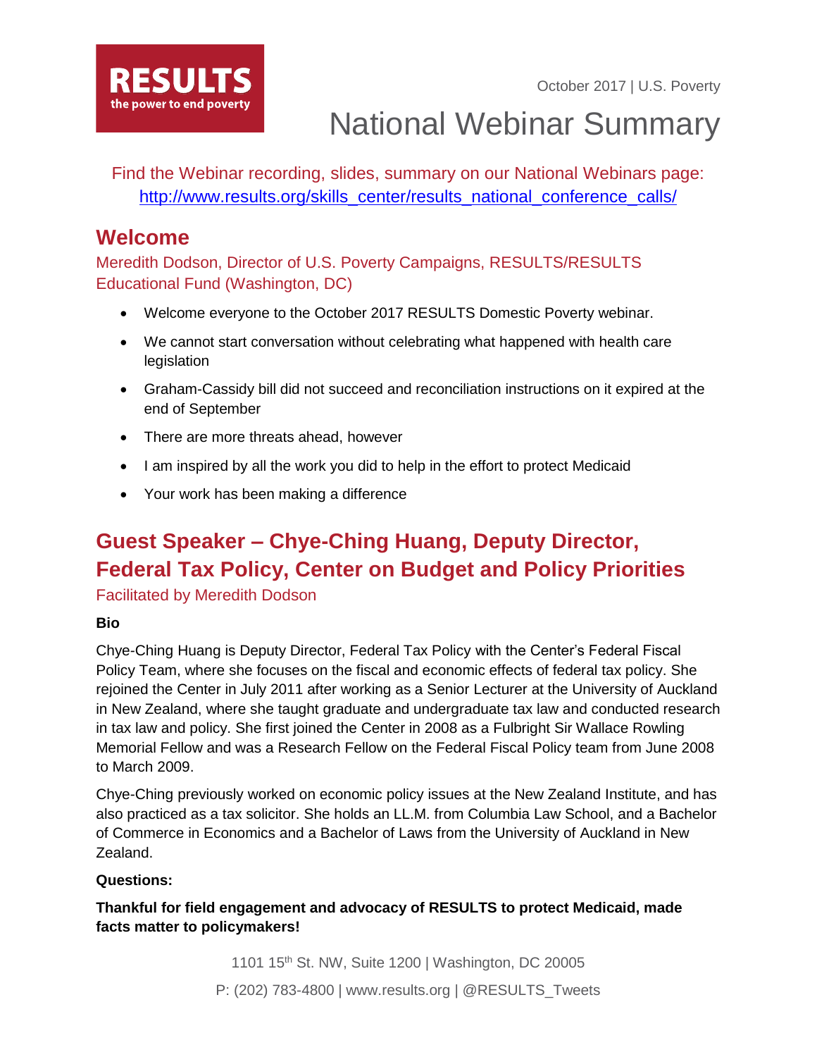RESULTS
the power to end poverty

October 2017 | U.S. Poverty

# National Webinar Summary

Find the Webinar recording, slides, summary on our National Webinars page: [http://www.results.org/skills_center/results_national_conference_calls/](http://www.results.org/skills_center/results_national_conference_calls/)

## Welcome

Meredith Dodson, Director of U.S. Poverty Campaigns, RESULTS/RESULTS Educational Fund (Washington, DC)

- Welcome everyone to the October 2017 RESULTS Domestic Poverty webinar.
- We cannot start conversation without celebrating what happened with health care legislation
- Graham-Cassidy bill did not succeed and reconciliation instructions on it expired at the end of September
- There are more threats ahead, however
- I am inspired by all the work you did to help in the effort to protect Medicaid
- Your work has been making a difference

## Guest Speaker – Chye-Ching Huang, Deputy Director, Federal Tax Policy, Center on Budget and Policy Priorities

Facilitated by Meredith Dodson

**Bio**

Chye-Ching Huang is Deputy Director, Federal Tax Policy with the Center's Federal Fiscal Policy Team, where she focuses on the fiscal and economic effects of federal tax policy. She rejoined the Center in July 2011 after working as a Senior Lecturer at the University of Auckland in New Zealand, where she taught graduate and undergraduate tax law and conducted research in tax law and policy. She first joined the Center in 2008 as a Fulbright Sir Wallace Rowling Memorial Fellow and was a Research Fellow on the Federal Fiscal Policy team from June 2008 to March 2009.

Chye-Ching previously worked on economic policy issues at the New Zealand Institute, and has also practiced as a tax solicitor. She holds an LL.M. from Columbia Law School, and a Bachelor of Commerce in Economics and a Bachelor of Laws from the University of Auckland in New Zealand.

**Questions:**

**Thankful for field engagement and advocacy of RESULTS to protect Medicaid, made facts matter to policymakers!**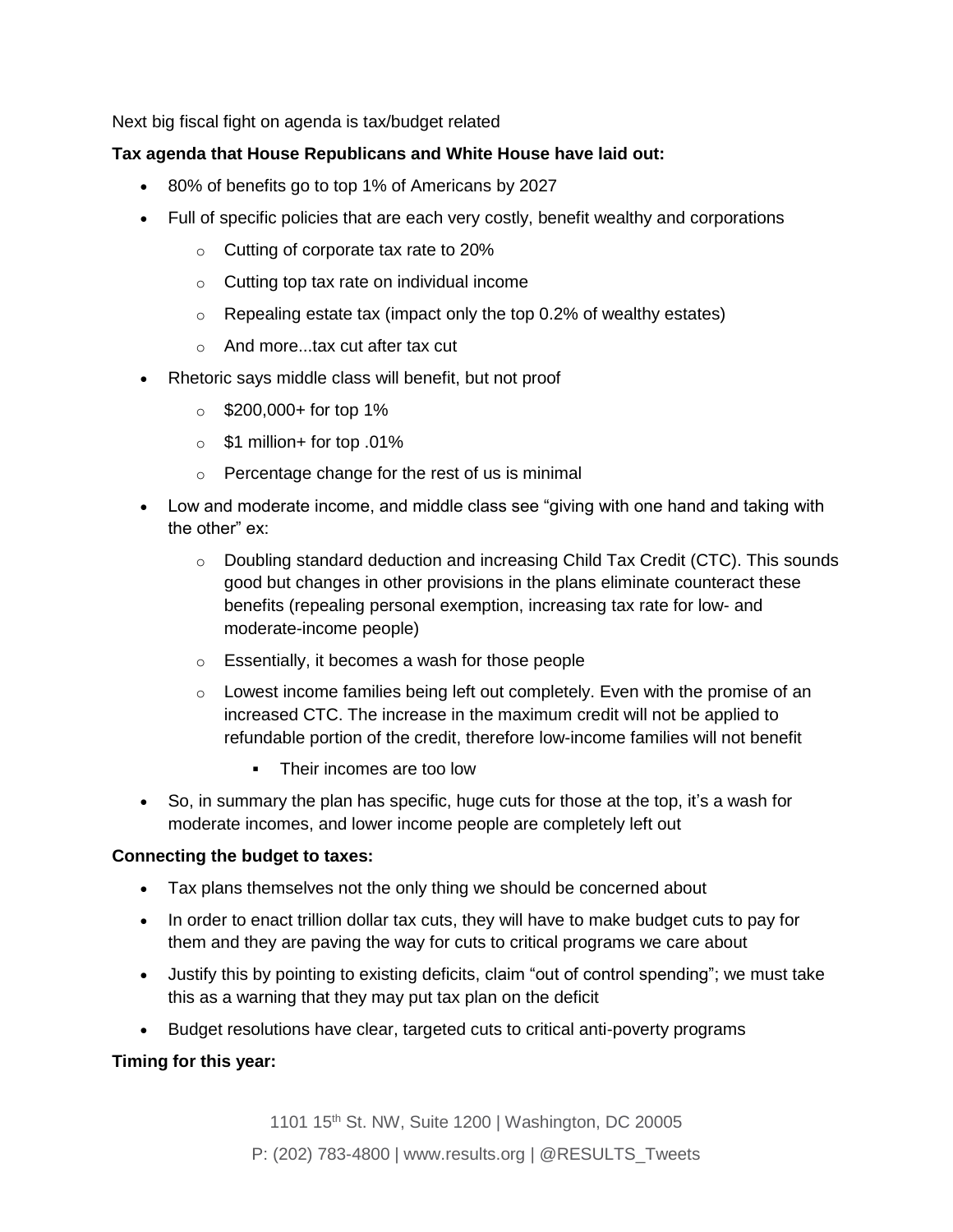Next big fiscal fight on agenda is tax/budget related

**Tax agenda that House Republicans and White House have laid out:**

- 80% of benefits go to top 1% of Americans by 2027
- Full of specific policies that are each very costly, benefit wealthy and corporations
  - Cutting of corporate tax rate to 20%
  - Cutting top tax rate on individual income
  - Repealing estate tax (impact only the top 0.2% of wealthy estates)
  - And more...tax cut after tax cut
- Rhetoric says middle class will benefit, but not proof
  - $200,000+ for top 1%
  - $1 million+ for top .01%
  - Percentage change for the rest of us is minimal
- Low and moderate income, and middle class see "giving with one hand and taking with the other" ex:
  - Doubling standard deduction and increasing Child Tax Credit (CTC). This sounds good but changes in other provisions in the plans eliminate counteract these benefits (repealing personal exemption, increasing tax rate for low- and moderate-income people)
  - Essentially, it becomes a wash for those people
  - Lowest income families being left out completely. Even with the promise of an increased CTC. The increase in the maximum credit will not be applied to refundable portion of the credit, therefore low-income families will not benefit
    - Their incomes are too low
- So, in summary the plan has specific, huge cuts for those at the top, it's a wash for moderate incomes, and lower income people are completely left out

**Connecting the budget to taxes:**

- Tax plans themselves not the only thing we should be concerned about
- In order to enact trillion dollar tax cuts, they will have to make budget cuts to pay for them and they are paving the way for cuts to critical programs we care about
- Justify this by pointing to existing deficits, claim "out of control spending"; we must take this as a warning that they may put tax plan on the deficit
- Budget resolutions have clear, targeted cuts to critical anti-poverty programs

**Timing for this year:**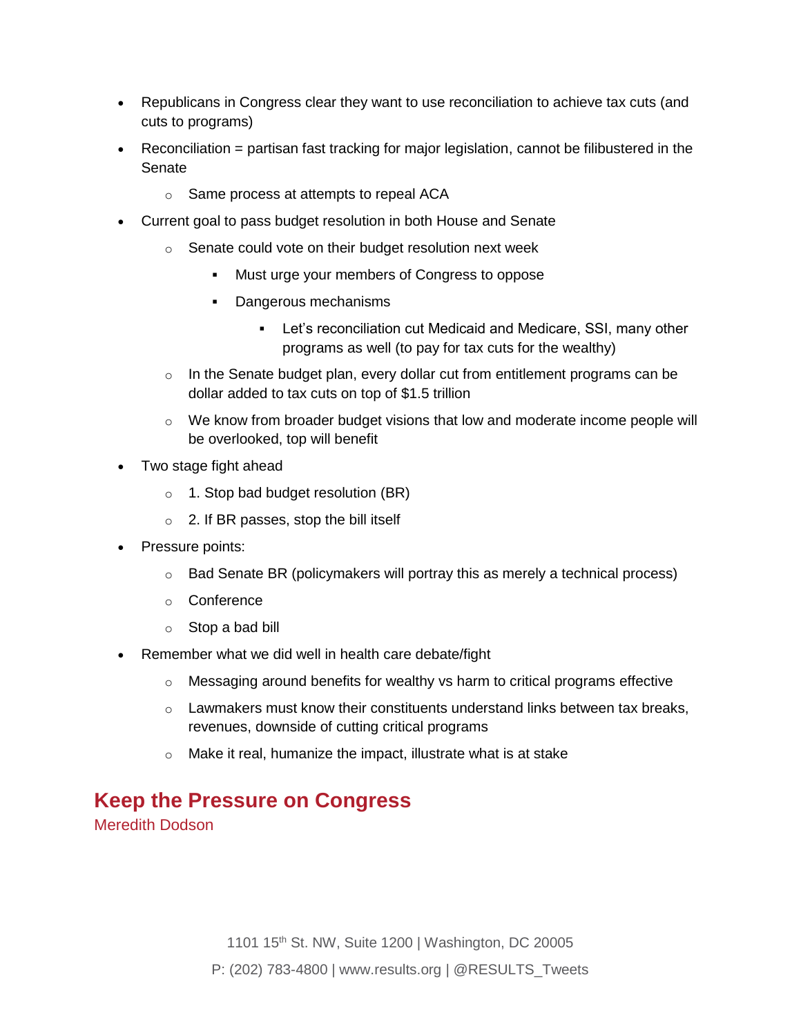- Republicans in Congress clear they want to use reconciliation to achieve tax cuts (and cuts to programs)
- Reconciliation = partisan fast tracking for major legislation, cannot be filibustered in the Senate
  - Same process at attempts to repeal ACA
- Current goal to pass budget resolution in both House and Senate
  - Senate could vote on their budget resolution next week
    - Must urge your members of Congress to oppose
    - Dangerous mechanisms
      - Let's reconciliation cut Medicaid and Medicare, SSI, many other programs as well (to pay for tax cuts for the wealthy)
  - In the Senate budget plan, every dollar cut from entitlement programs can be dollar added to tax cuts on top of $1.5 trillion
  - We know from broader budget visions that low and moderate income people will be overlooked, top will benefit
- Two stage fight ahead
  - 1. Stop bad budget resolution (BR)
  - 2. If BR passes, stop the bill itself
- Pressure points:
  - Bad Senate BR (policymakers will portray this as merely a technical process)
  - Conference
  - Stop a bad bill
- Remember what we did well in health care debate/fight
  - Messaging around benefits for wealthy vs harm to critical programs effective
  - Lawmakers must know their constituents understand links between tax breaks, revenues, downside of cutting critical programs
  - Make it real, humanize the impact, illustrate what is at stake

## Keep the Pressure on Congress

Meredith Dodson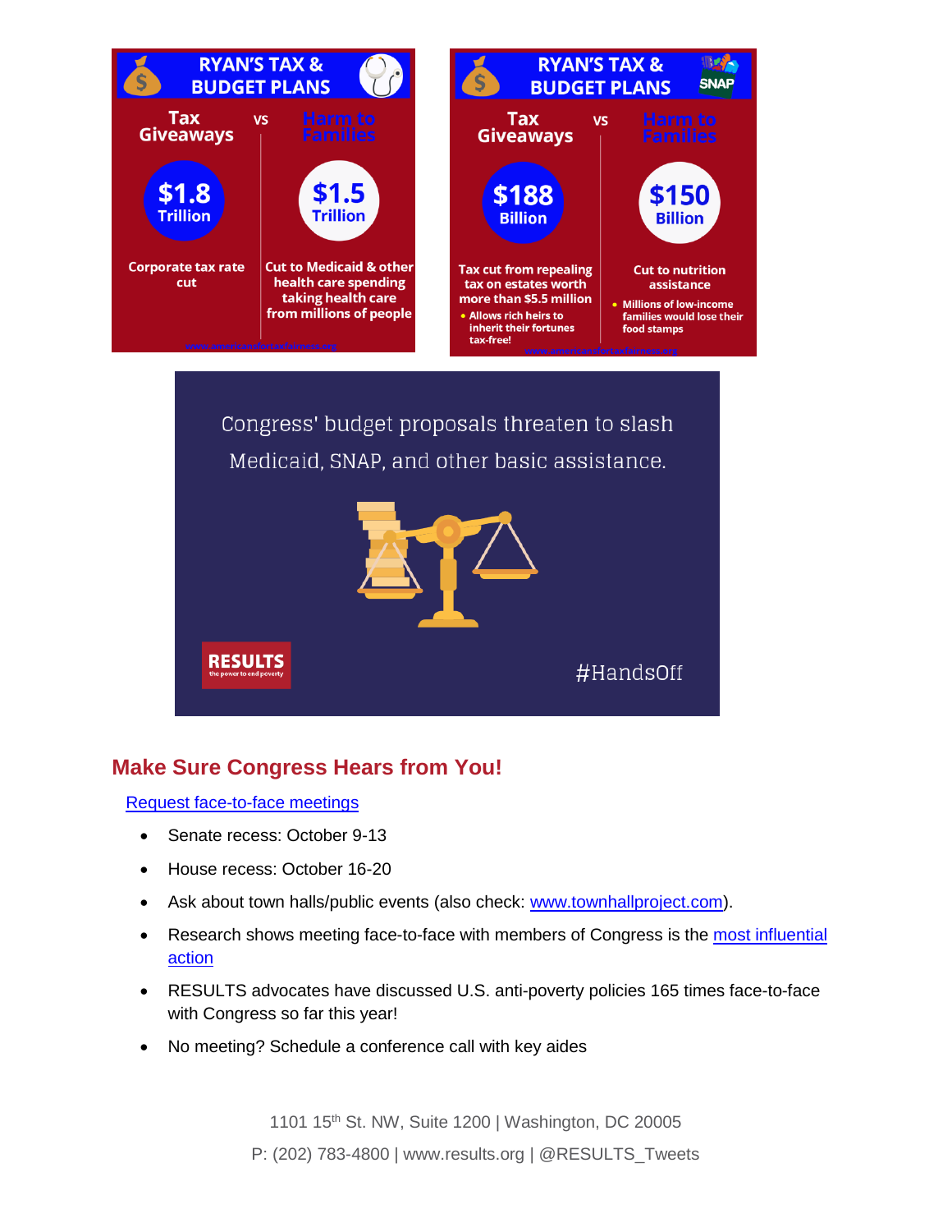RYAN'S TAX & BUDGET PLANS

Tax Giveaways vs Harm to Families

$1.8 Trillion — Corporate tax rate cut

$1.5 Trillion — Cut to Medicaid & other health care spending taking health care from millions of people

www.americansfortaxfairness.org

RYAN'S TAX & BUDGET PLANS

Tax Giveaways vs Harm to Families

$188 Billion — Tax cut from repealing tax on estates worth more than $5.5 million
- Allows rich heirs to inherit their fortunes tax-free!

$150 Billion — Cut to nutrition assistance
- Millions of low-income families would lose their food stamps

www.americansfortaxfairness.org

Congress' budget proposals threaten to slash Medicaid, SNAP, and other basic assistance.

RESULTS the power to end poverty

#HandsOff

## Make Sure Congress Hears from You!

[Request face-to-face meetings]

- Senate recess: October 9-13
- House recess: October 16-20
- Ask about town halls/public events (also check: www.townhallproject.com).
- Research shows meeting face-to-face with members of Congress is the most influential action
- RESULTS advocates have discussed U.S. anti-poverty policies 165 times face-to-face with Congress so far this year!
- No meeting? Schedule a conference call with key aides

1101 15th St. NW, Suite 1200 | Washington, DC 20005

P: (202) 783-4800 | www.results.org | @RESULTS_Tweets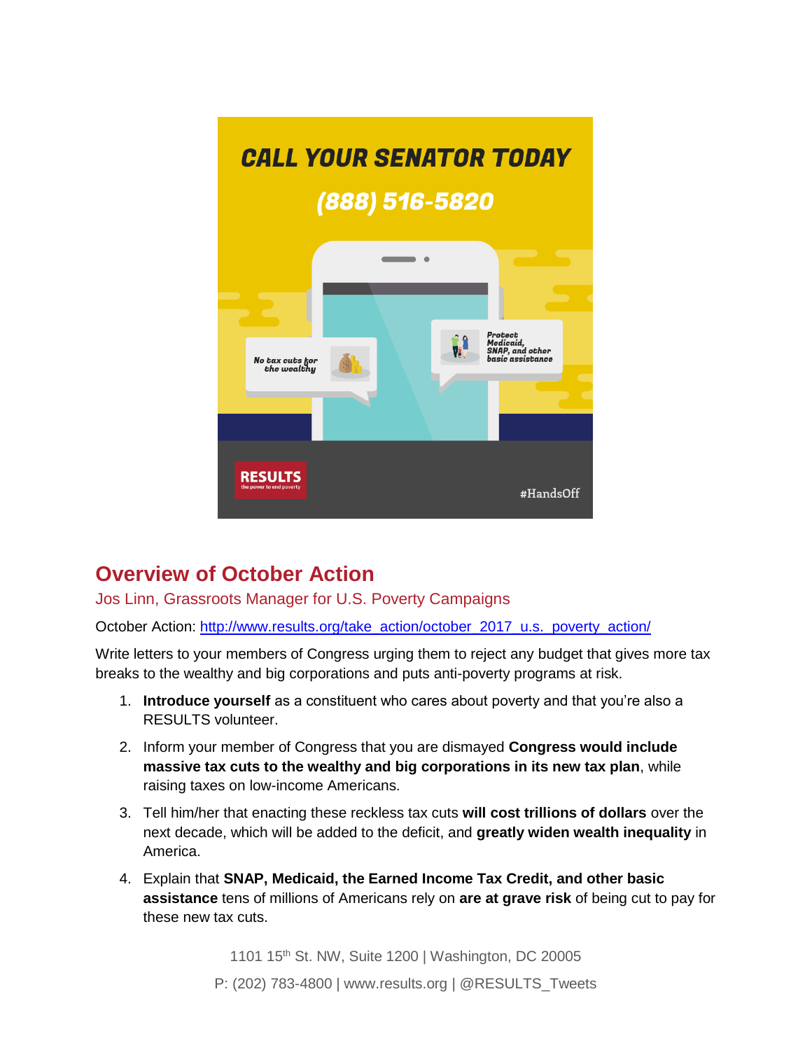**CALL YOUR SENATOR TODAY**

**(888) 516-5820**

No tax cuts for the wealthy

Protect Medicaid, SNAP, and other basic assistance

RESULTS the power to end poverty

#HandsOff

## Overview of October Action

Jos Linn, Grassroots Manager for U.S. Poverty Campaigns

October Action: http://www.results.org/take_action/october_2017_u.s._poverty_action/

Write letters to your members of Congress urging them to reject any budget that gives more tax breaks to the wealthy and big corporations and puts anti-poverty programs at risk.

1. **Introduce yourself** as a constituent who cares about poverty and that you're also a RESULTS volunteer.
2. Inform your member of Congress that you are dismayed **Congress would include massive tax cuts to the wealthy and big corporations in its new tax plan**, while raising taxes on low-income Americans.
3. Tell him/her that enacting these reckless tax cuts **will cost trillions of dollars** over the next decade, which will be added to the deficit, and **greatly widen wealth inequality** in America.
4. Explain that **SNAP, Medicaid, the Earned Income Tax Credit, and other basic assistance** tens of millions of Americans rely on **are at grave risk** of being cut to pay for these new tax cuts.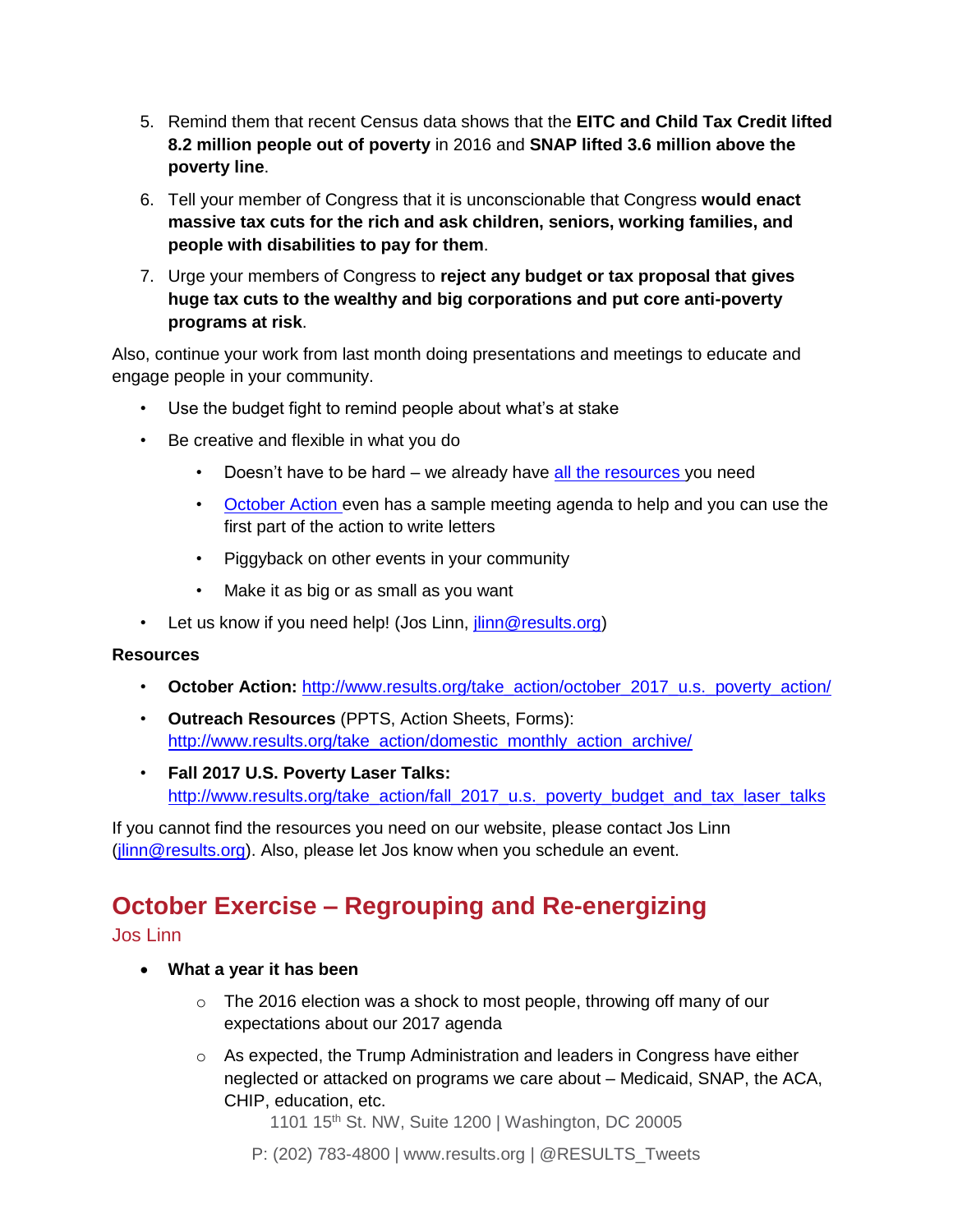5. Remind them that recent Census data shows that the **EITC and Child Tax Credit lifted 8.2 million people out of poverty** in 2016 and **SNAP lifted 3.6 million above the poverty line**.
6. Tell your member of Congress that it is unconscionable that Congress **would enact massive tax cuts for the rich and ask children, seniors, working families, and people with disabilities to pay for them**.
7. Urge your members of Congress to **reject any budget or tax proposal that gives huge tax cuts to the wealthy and big corporations and put core anti-poverty programs at risk**.

Also, continue your work from last month doing presentations and meetings to educate and engage people in your community.

- Use the budget fight to remind people about what's at stake
- Be creative and flexible in what you do
  - Doesn't have to be hard – we already have all the resources you need
  - October Action even has a sample meeting agenda to help and you can use the first part of the action to write letters
  - Piggyback on other events in your community
  - Make it as big or as small as you want
- Let us know if you need help! (Jos Linn, jlinn@results.org)

**Resources**

- **October Action:** http://www.results.org/take_action/october_2017_u.s._poverty_action/
- **Outreach Resources** (PPTS, Action Sheets, Forms): http://www.results.org/take_action/domestic_monthly_action_archive/
- **Fall 2017 U.S. Poverty Laser Talks:** http://www.results.org/take_action/fall_2017_u.s._poverty_budget_and_tax_laser_talks

If you cannot find the resources you need on our website, please contact Jos Linn (jlinn@results.org). Also, please let Jos know when you schedule an event.

## October Exercise – Regrouping and Re-energizing

Jos Linn

- **What a year it has been**
  - The 2016 election was a shock to most people, throwing off many of our expectations about our 2017 agenda
  - As expected, the Trump Administration and leaders in Congress have either neglected or attacked on programs we care about – Medicaid, SNAP, the ACA, CHIP, education, etc.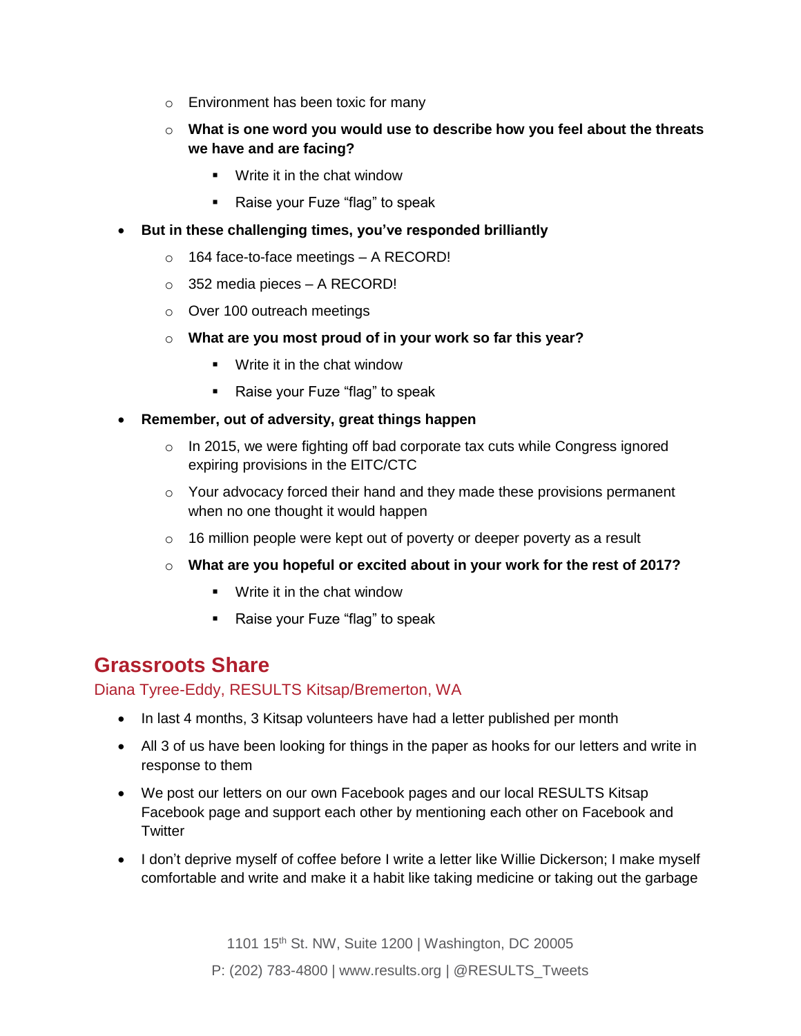- Environment has been toxic for many
  - **What is one word you would use to describe how you feel about the threats we have and are facing?**
    - Write it in the chat window
    - Raise your Fuze "flag" to speak
- **But in these challenging times, you've responded brilliantly**
  - 164 face-to-face meetings – A RECORD!
  - 352 media pieces – A RECORD!
  - Over 100 outreach meetings
  - **What are you most proud of in your work so far this year?**
    - Write it in the chat window
    - Raise your Fuze "flag" to speak
- **Remember, out of adversity, great things happen**
  - In 2015, we were fighting off bad corporate tax cuts while Congress ignored expiring provisions in the EITC/CTC
  - Your advocacy forced their hand and they made these provisions permanent when no one thought it would happen
  - 16 million people were kept out of poverty or deeper poverty as a result
  - **What are you hopeful or excited about in your work for the rest of 2017?**
    - Write it in the chat window
    - Raise your Fuze "flag" to speak

## Grassroots Share

### Diana Tyree-Eddy, RESULTS Kitsap/Bremerton, WA

- In last 4 months, 3 Kitsap volunteers have had a letter published per month
- All 3 of us have been looking for things in the paper as hooks for our letters and write in response to them
- We post our letters on our own Facebook pages and our local RESULTS Kitsap Facebook page and support each other by mentioning each other on Facebook and Twitter
- I don't deprive myself of coffee before I write a letter like Willie Dickerson; I make myself comfortable and write and make it a habit like taking medicine or taking out the garbage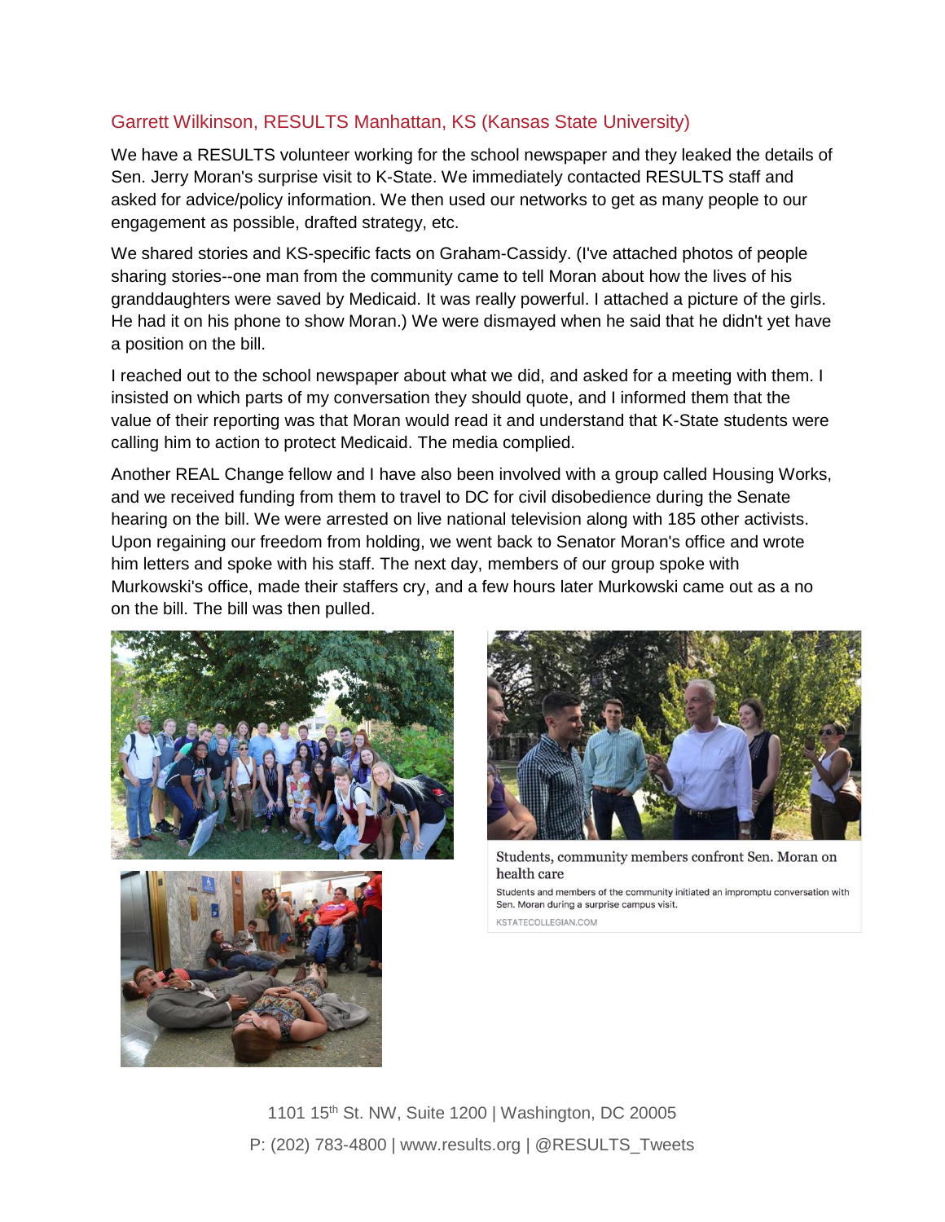## Garrett Wilkinson, RESULTS Manhattan, KS (Kansas State University)

We have a RESULTS volunteer working for the school newspaper and they leaked the details of Sen. Jerry Moran's surprise visit to K-State. We immediately contacted RESULTS staff and asked for advice/policy information. We then used our networks to get as many people to our engagement as possible, drafted strategy, etc.

We shared stories and KS-specific facts on Graham-Cassidy. (I've attached photos of people sharing stories--one man from the community came to tell Moran about how the lives of his granddaughters were saved by Medicaid. It was really powerful. I attached a picture of the girls. He had it on his phone to show Moran.) We were dismayed when he said that he didn't yet have a position on the bill.

I reached out to the school newspaper about what we did, and asked for a meeting with them. I insisted on which parts of my conversation they should quote, and I informed them that the value of their reporting was that Moran would read it and understand that K-State students were calling him to action to protect Medicaid. The media complied.

Another REAL Change fellow and I have also been involved with a group called Housing Works, and we received funding from them to travel to DC for civil disobedience during the Senate hearing on the bill. We were arrested on live national television along with 185 other activists. Upon regaining our freedom from holding, we went back to Senator Moran's office and wrote him letters and spoke with his staff. The next day, members of our group spoke with Murkowski's office, made their staffers cry, and a few hours later Murkowski came out as a no on the bill. The bill was then pulled.

Students, community members confront Sen. Moran on health care

Students and members of the community initiated an impromptu conversation with Sen. Moran during a surprise campus visit.

KSTATECOLLEGIAN.COM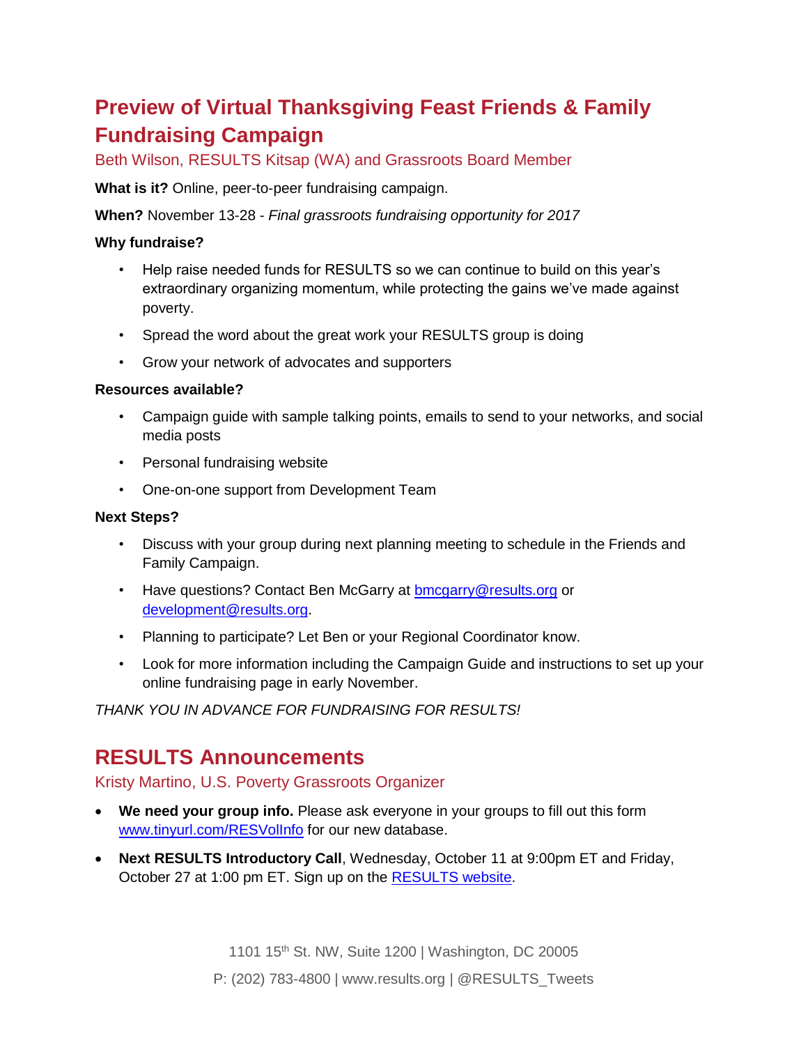## Preview of Virtual Thanksgiving Feast Friends & Family Fundraising Campaign

Beth Wilson, RESULTS Kitsap (WA) and Grassroots Board Member

**What is it?** Online, peer-to-peer fundraising campaign.

**When?** November 13-28 - *Final grassroots fundraising opportunity for 2017*

**Why fundraise?**

- Help raise needed funds for RESULTS so we can continue to build on this year's extraordinary organizing momentum, while protecting the gains we've made against poverty.
- Spread the word about the great work your RESULTS group is doing
- Grow your network of advocates and supporters

**Resources available?**

- Campaign guide with sample talking points, emails to send to your networks, and social media posts
- Personal fundraising website
- One-on-one support from Development Team

**Next Steps?**

- Discuss with your group during next planning meeting to schedule in the Friends and Family Campaign.
- Have questions? Contact Ben McGarry at bmcgarry@results.org or development@results.org.
- Planning to participate? Let Ben or your Regional Coordinator know.
- Look for more information including the Campaign Guide and instructions to set up your online fundraising page in early November.

*THANK YOU IN ADVANCE FOR FUNDRAISING FOR RESULTS!*

## RESULTS Announcements

Kristy Martino, U.S. Poverty Grassroots Organizer

- **We need your group info.** Please ask everyone in your groups to fill out this form www.tinyurl.com/RESVolInfo for our new database.
- **Next RESULTS Introductory Call**, Wednesday, October 11 at 9:00pm ET and Friday, October 27 at 1:00 pm ET. Sign up on the RESULTS website.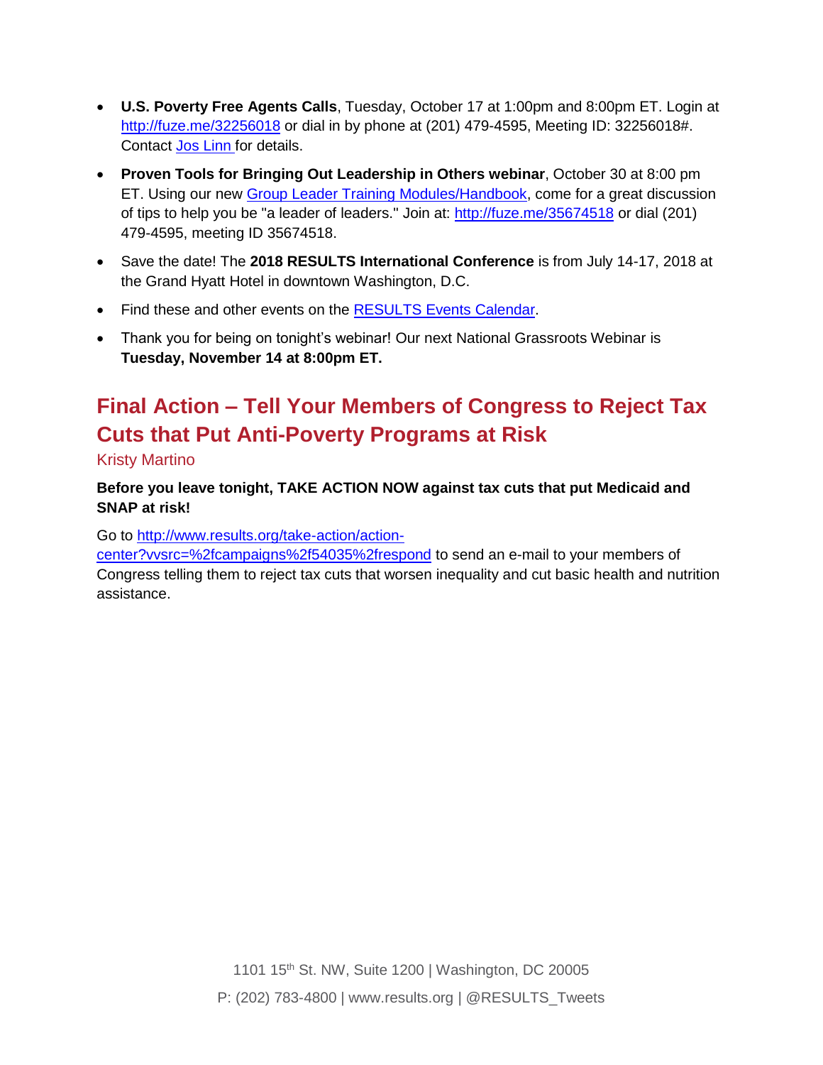- **U.S. Poverty Free Agents Calls**, Tuesday, October 17 at 1:00pm and 8:00pm ET. Login at http://fuze.me/32256018 or dial in by phone at (201) 479-4595, Meeting ID: 32256018#. Contact Jos Linn for details.
- **Proven Tools for Bringing Out Leadership in Others webinar**, October 30 at 8:00 pm ET. Using our new Group Leader Training Modules/Handbook, come for a great discussion of tips to help you be "a leader of leaders." Join at: http://fuze.me/35674518 or dial (201) 479-4595, meeting ID 35674518.
- Save the date! The **2018 RESULTS International Conference** is from July 14-17, 2018 at the Grand Hyatt Hotel in downtown Washington, D.C.
- Find these and other events on the RESULTS Events Calendar.
- Thank you for being on tonight's webinar! Our next National Grassroots Webinar is **Tuesday, November 14 at 8:00pm ET.**

## Final Action – Tell Your Members of Congress to Reject Tax Cuts that Put Anti-Poverty Programs at Risk

Kristy Martino

**Before you leave tonight, TAKE ACTION NOW against tax cuts that put Medicaid and SNAP at risk!**

Go to http://www.results.org/take-action/action-center?vvsrc=%2fcampaigns%2f54035%2frespond to send an e-mail to your members of Congress telling them to reject tax cuts that worsen inequality and cut basic health and nutrition assistance.